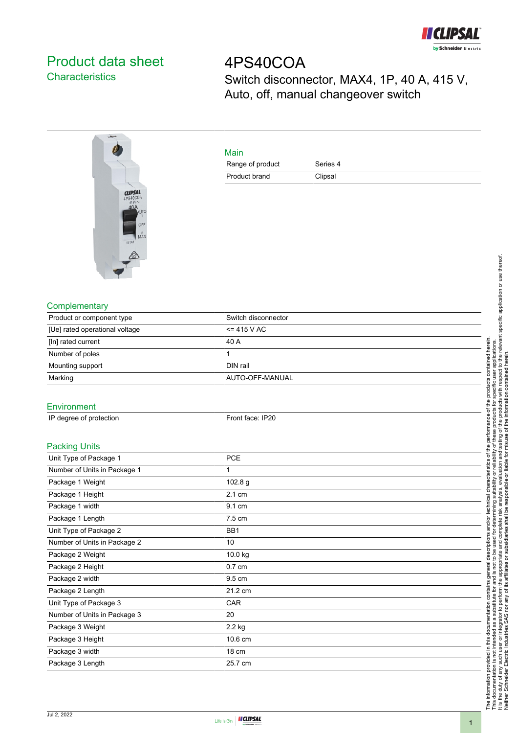# Product data sheet
## Characteristics

# 4PS40COA

Switch disconnector, MAX4, 1P, 40 A, 415 V, Auto, off, manual changeover switch

## Main

| | |
|---|---|
| Range of product | Series 4 |
| Product brand | Clipsal |

## Complementary

| | |
|---|---|
| Product or component type | Switch disconnector |
| [Ue] rated operational voltage | <= 415 V AC |
| [In] rated current | 40 A |
| Number of poles | 1 |
| Mounting support | DIN rail |
| Marking | AUTO-OFF-MANUAL |

## Environment

| | |
|---|---|
| IP degree of protection | Front face: IP20 |

## Packing Units

| | |
|---|---|
| Unit Type of Package 1 | PCE |
| Number of Units in Package 1 | 1 |
| Package 1 Weight | 102.8 g |
| Package 1 Height | 2.1 cm |
| Package 1 width | 9.1 cm |
| Package 1 Length | 7.5 cm |
| Unit Type of Package 2 | BB1 |
| Number of Units in Package 2 | 10 |
| Package 2 Weight | 10.0 kg |
| Package 2 Height | 0.7 cm |
| Package 2 width | 9.5 cm |
| Package 2 Length | 21.2 cm |
| Unit Type of Package 3 | CAR |
| Number of Units in Package 3 | 20 |
| Package 3 Weight | 2.2 kg |
| Package 3 Height | 10.6 cm |
| Package 3 width | 18 cm |
| Package 3 Length | 25.7 cm |

The information provided in this documentation contains general descriptions and/or technical characteristics of the performance of the products contained herein. This documentation is not intended as a substitute for and is not to be used for determining suitability or reliability of these products for specific user applications. It is the duty of any such user or integrator to perform the appropriate and complete risk analysis, evaluation and testing of the products with respect to the relevant specific application or use thereof. Neither Schneider Electric Industries SAS nor any of its affiliates or subsidiaries shall be responsible or liable for misuse of the information contained herein.

Jul 2, 2022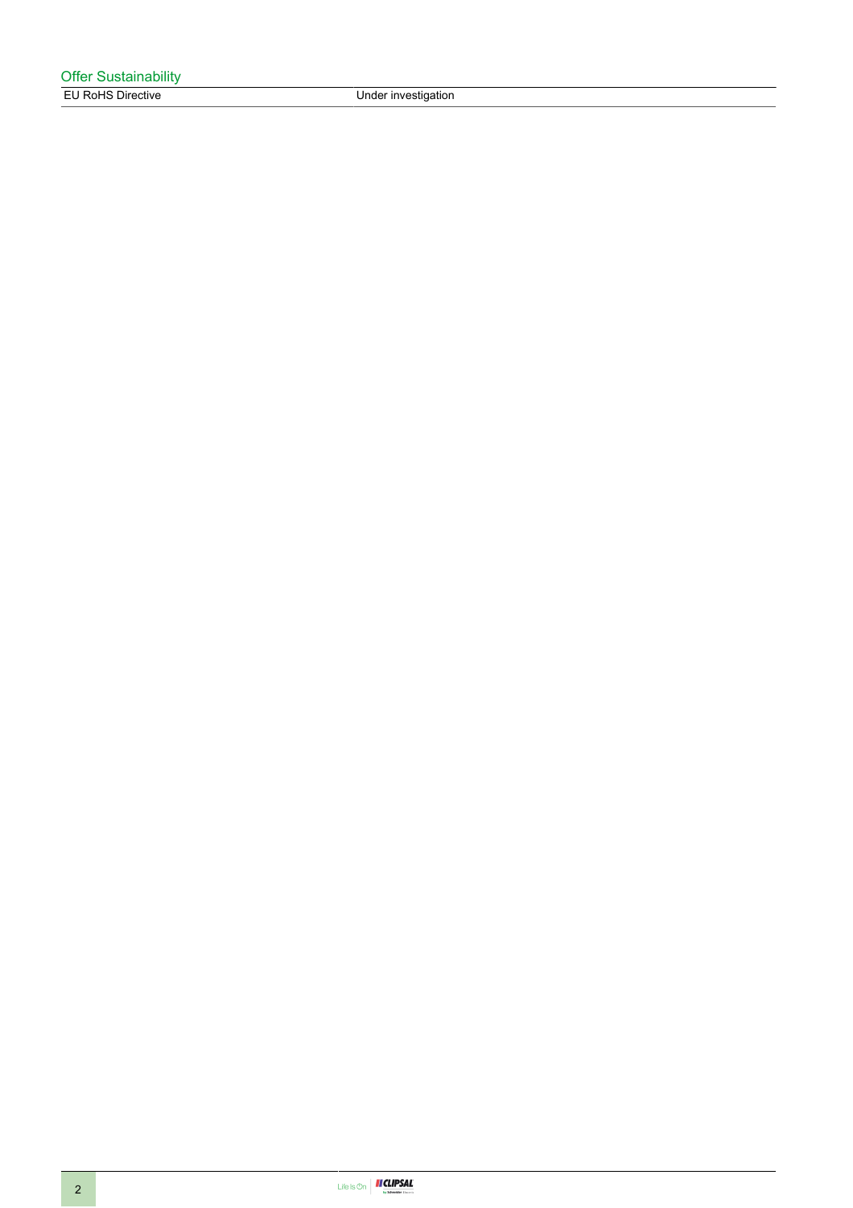## Offer Sustainability

| | |
|---|---|
| EU RoHS Directive | Under investigation |